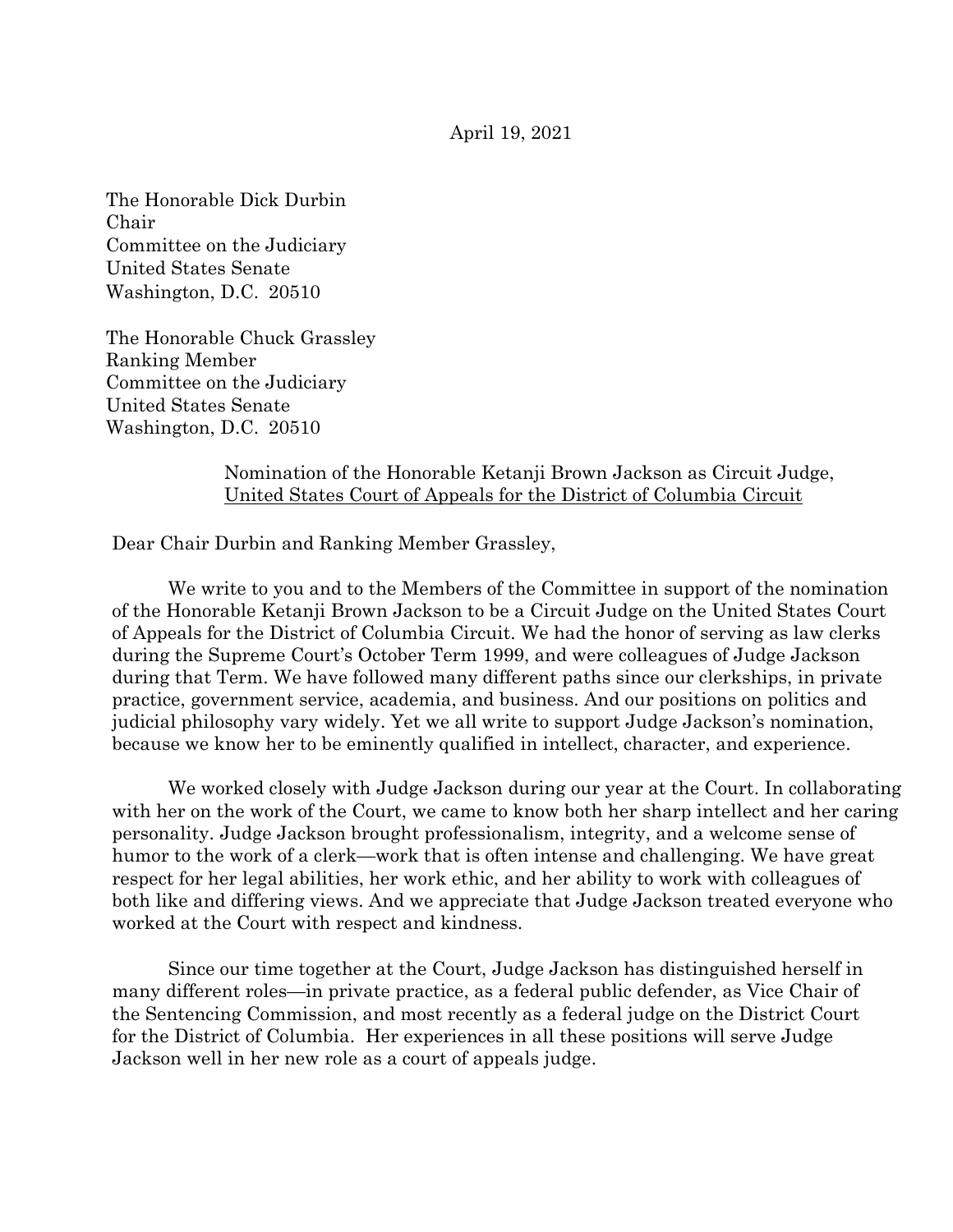April 19, 2021

The Honorable Dick Durbin
Chair
Committee on the Judiciary
United States Senate
Washington, D.C. 20510

The Honorable Chuck Grassley
Ranking Member
Committee on the Judiciary
United States Senate
Washington, D.C. 20510

Nomination of the Honorable Ketanji Brown Jackson as Circuit Judge, <u>United States Court of Appeals for the District of Columbia Circuit</u>

Dear Chair Durbin and Ranking Member Grassley,

We write to you and to the Members of the Committee in support of the nomination of the Honorable Ketanji Brown Jackson to be a Circuit Judge on the United States Court of Appeals for the District of Columbia Circuit. We had the honor of serving as law clerks during the Supreme Court's October Term 1999, and were colleagues of Judge Jackson during that Term. We have followed many different paths since our clerkships, in private practice, government service, academia, and business. And our positions on politics and judicial philosophy vary widely. Yet we all write to support Judge Jackson's nomination, because we know her to be eminently qualified in intellect, character, and experience.

We worked closely with Judge Jackson during our year at the Court. In collaborating with her on the work of the Court, we came to know both her sharp intellect and her caring personality. Judge Jackson brought professionalism, integrity, and a welcome sense of humor to the work of a clerk—work that is often intense and challenging. We have great respect for her legal abilities, her work ethic, and her ability to work with colleagues of both like and differing views. And we appreciate that Judge Jackson treated everyone who worked at the Court with respect and kindness.

Since our time together at the Court, Judge Jackson has distinguished herself in many different roles—in private practice, as a federal public defender, as Vice Chair of the Sentencing Commission, and most recently as a federal judge on the District Court for the District of Columbia. Her experiences in all these positions will serve Judge Jackson well in her new role as a court of appeals judge.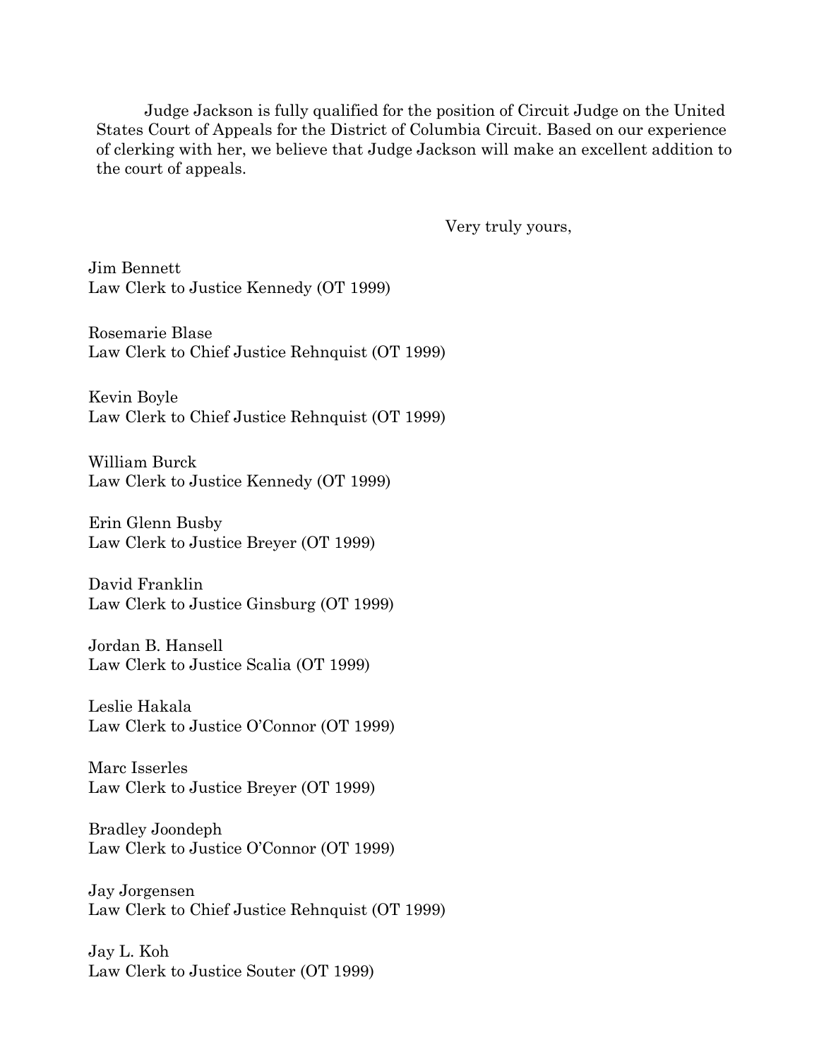Judge Jackson is fully qualified for the position of Circuit Judge on the United States Court of Appeals for the District of Columbia Circuit. Based on our experience of clerking with her, we believe that Judge Jackson will make an excellent addition to the court of appeals.

Very truly yours,

Jim Bennett
Law Clerk to Justice Kennedy (OT 1999)

Rosemarie Blase
Law Clerk to Chief Justice Rehnquist (OT 1999)

Kevin Boyle
Law Clerk to Chief Justice Rehnquist (OT 1999)

William Burck
Law Clerk to Justice Kennedy (OT 1999)

Erin Glenn Busby
Law Clerk to Justice Breyer (OT 1999)

David Franklin
Law Clerk to Justice Ginsburg (OT 1999)

Jordan B. Hansell
Law Clerk to Justice Scalia (OT 1999)

Leslie Hakala
Law Clerk to Justice O'Connor (OT 1999)

Marc Isserles
Law Clerk to Justice Breyer (OT 1999)

Bradley Joondeph
Law Clerk to Justice O'Connor (OT 1999)

Jay Jorgensen
Law Clerk to Chief Justice Rehnquist (OT 1999)

Jay L. Koh
Law Clerk to Justice Souter (OT 1999)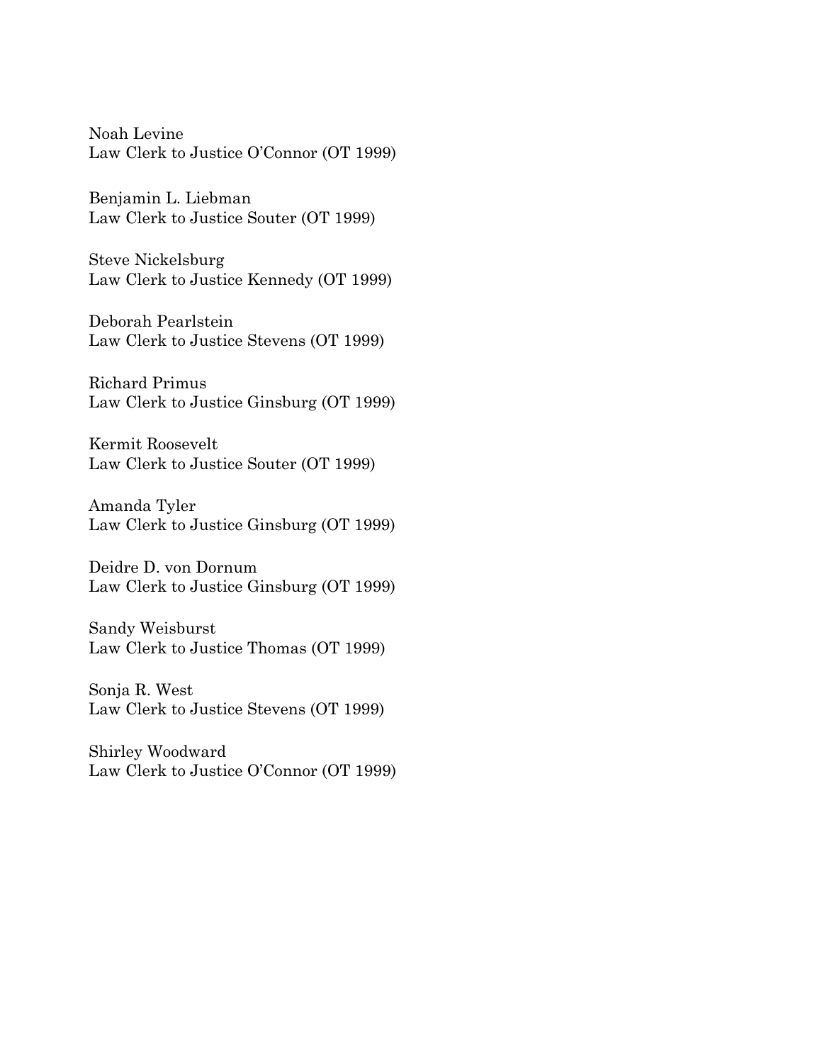Noah Levine
Law Clerk to Justice O'Connor (OT 1999)

Benjamin L. Liebman
Law Clerk to Justice Souter (OT 1999)

Steve Nickelsburg
Law Clerk to Justice Kennedy (OT 1999)

Deborah Pearlstein
Law Clerk to Justice Stevens (OT 1999)

Richard Primus
Law Clerk to Justice Ginsburg (OT 1999)

Kermit Roosevelt
Law Clerk to Justice Souter (OT 1999)

Amanda Tyler
Law Clerk to Justice Ginsburg (OT 1999)

Deidre D. von Dornum
Law Clerk to Justice Ginsburg (OT 1999)

Sandy Weisburst
Law Clerk to Justice Thomas (OT 1999)

Sonja R. West
Law Clerk to Justice Stevens (OT 1999)

Shirley Woodward
Law Clerk to Justice O'Connor (OT 1999)